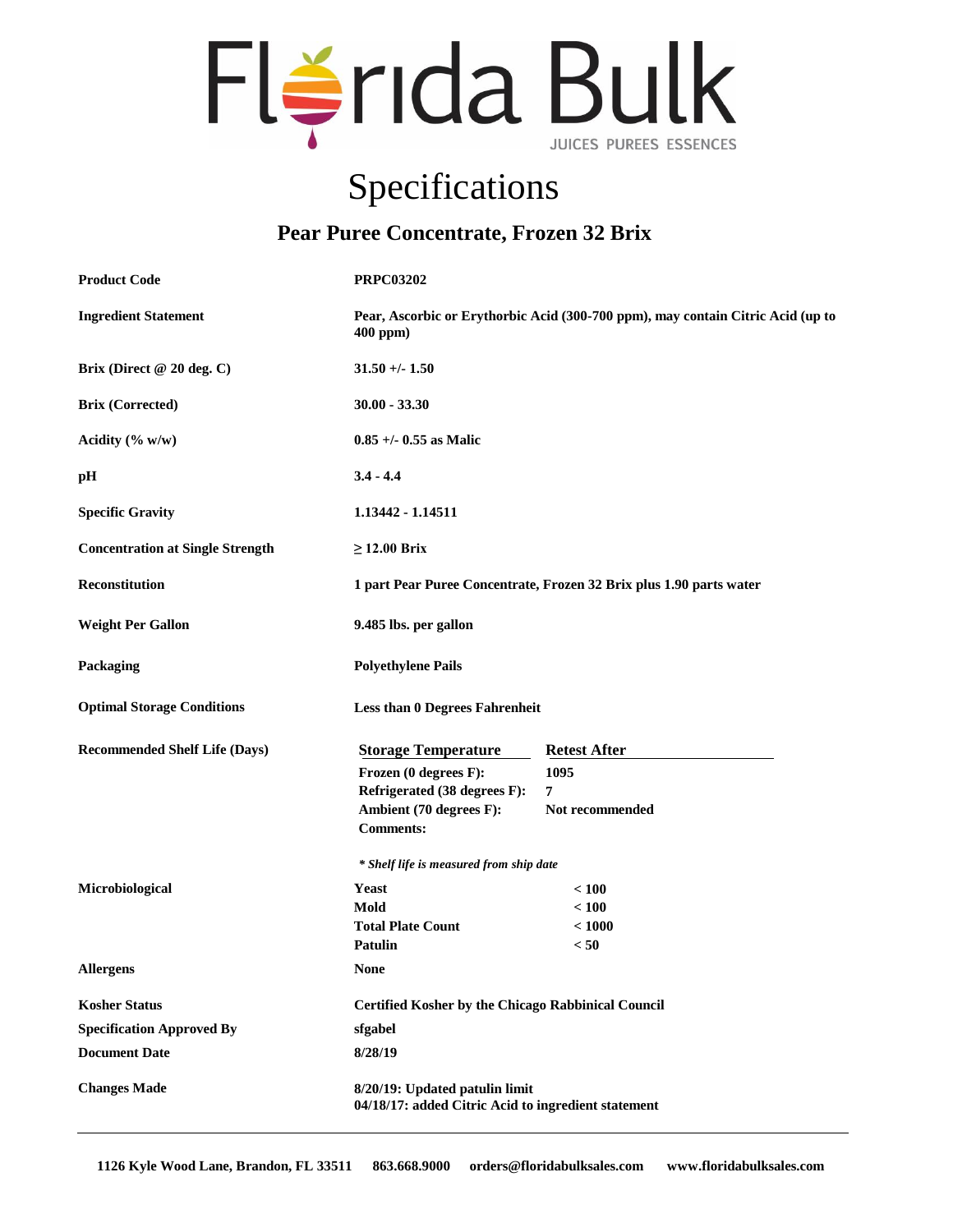# Florida Bulk

JUICES PUREES ESSENCES

# Specifications

## Pear Puree Concentrate, Frozen 32 Brix

**Product Code** — **PRPC03202**

**Ingredient Statement** — **Pear, Ascorbic or Erythorbic Acid (300-700 ppm), may contain Citric Acid (up to 400 ppm)**

**Brix (Direct @ 20 deg. C)** — **31.50 +/- 1.50**

**Brix (Corrected)** — **30.00 - 33.30**

**Acidity (% w/w)** — **0.85 +/- 0.55 as Malic**

**pH** — **3.4 - 4.4**

**Specific Gravity** — **1.13442 - 1.14511**

**Concentration at Single Strength** — **≥ 12.00 Brix**

**Reconstitution** — **1 part Pear Puree Concentrate, Frozen 32 Brix plus 1.90 parts water**

**Weight Per Gallon** — **9.485 lbs. per gallon**

**Packaging** — **Polyethylene Pails**

**Optimal Storage Conditions** — **Less than 0 Degrees Fahrenheit**

**Recommended Shelf Life (Days)**

| Storage Temperature | Retest After |
|---|---|
| Frozen (0 degrees F): | 1095 |
| Refrigerated (38 degrees F): | 7 |
| Ambient (70 degrees F): | Not recommended |
| Comments: | |

*\* Shelf life is measured from ship date*

**Microbiological**

| | |
|---|---|
| Yeast | < 100 |
| Mold | < 100 |
| Total Plate Count | < 1000 |
| Patulin | < 50 |

**Allergens** — **None**

**Kosher Status** — **Certified Kosher by the Chicago Rabbinical Council**

**Specification Approved By** — **sfgabel**

**Document Date** — **8/28/19**

**Changes Made** — **8/20/19: Updated patulin limit**
**04/18/17: added Citric Acid to ingredient statement**

---

**1126 Kyle Wood Lane, Brandon, FL 33511 863.668.9000 orders@floridabulksales.com www.floridabulksales.com**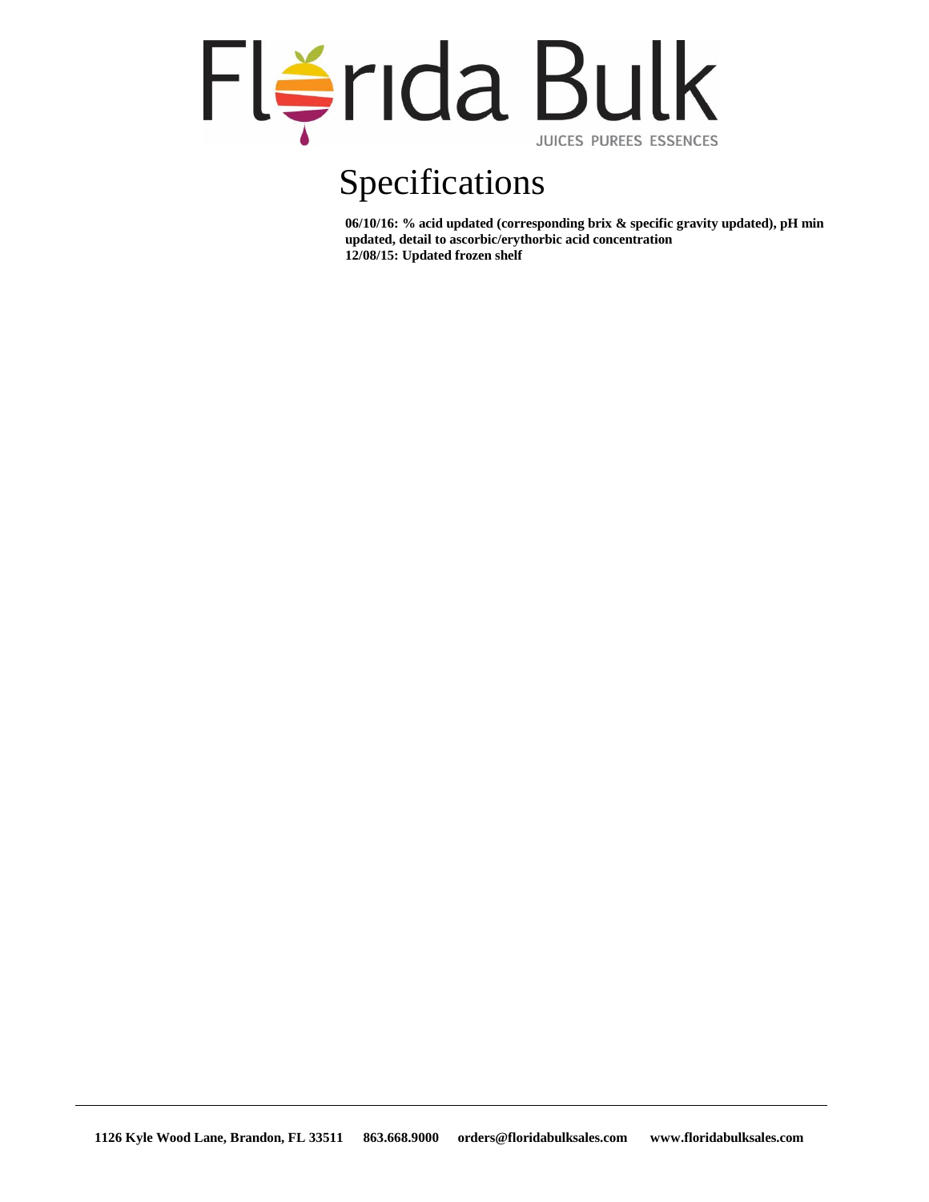# Specifications

**06/10/16: % acid updated (corresponding brix & specific gravity updated), pH min updated, detail to ascorbic/erythorbic acid concentration**
**12/08/15: Updated frozen shelf**